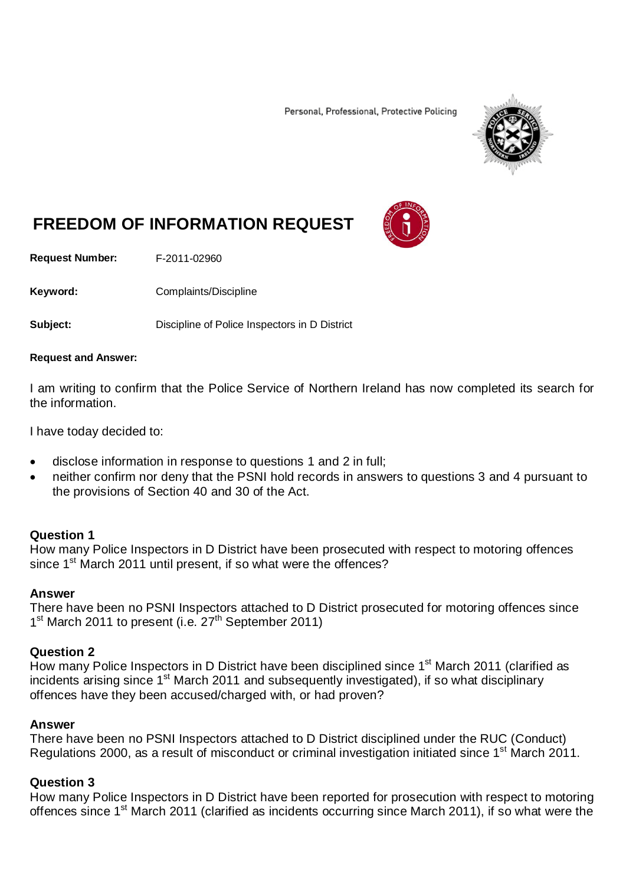Personal, Professional, Protective Policing

# FREEDOM OF INFORMATION REQUEST

**Request Number:** F-2011-02960

**Keyword:** Complaints/Discipline

**Subject:** Discipline of Police Inspectors in D District

**Request and Answer:**

I am writing to confirm that the Police Service of Northern Ireland has now completed its search for the information.

I have today decided to:

- disclose information in response to questions 1 and 2 in full;
- neither confirm nor deny that the PSNI hold records in answers to questions 3 and 4 pursuant to the provisions of Section 40 and 30 of the Act.

**Question 1**
How many Police Inspectors in D District have been prosecuted with respect to motoring offences since 1st March 2011 until present, if so what were the offences?

**Answer**
There have been no PSNI Inspectors attached to D District prosecuted for motoring offences since 1st March 2011 to present (i.e. 27th September 2011)

**Question 2**
How many Police Inspectors in D District have been disciplined since 1st March 2011 (clarified as incidents arising since 1st March 2011 and subsequently investigated), if so what disciplinary offences have they been accused/charged with, or had proven?

**Answer**
There have been no PSNI Inspectors attached to D District disciplined under the RUC (Conduct) Regulations 2000, as a result of misconduct or criminal investigation initiated since 1st March 2011.

**Question 3**
How many Police Inspectors in D District have been reported for prosecution with respect to motoring offences since 1st March 2011 (clarified as incidents occurring since March 2011), if so what were the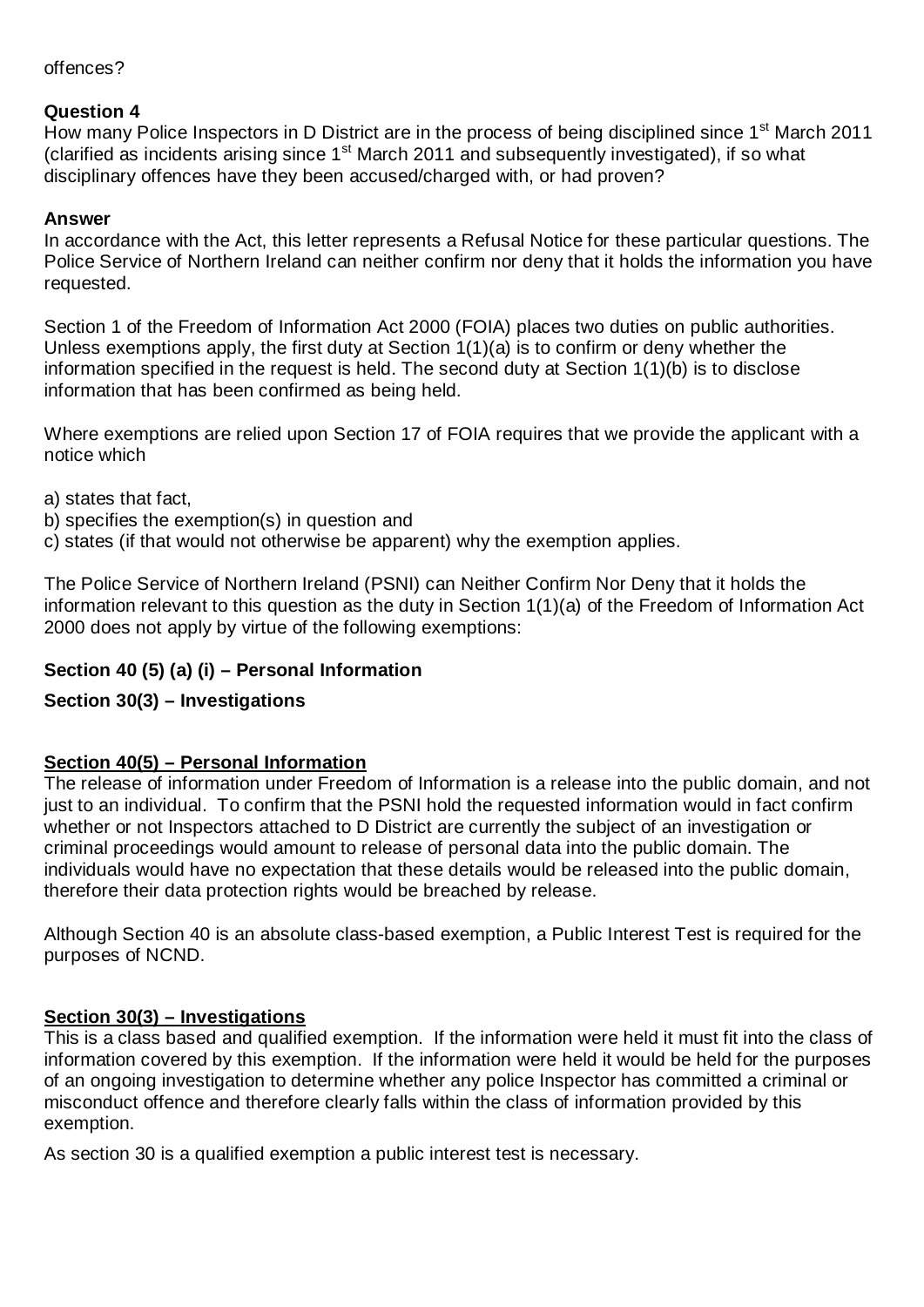offences?

**Question 4**
How many Police Inspectors in D District are in the process of being disciplined since 1st March 2011 (clarified as incidents arising since 1st March 2011 and subsequently investigated), if so what disciplinary offences have they been accused/charged with, or had proven?

**Answer**
In accordance with the Act, this letter represents a Refusal Notice for these particular questions. The Police Service of Northern Ireland can neither confirm nor deny that it holds the information you have requested.

Section 1 of the Freedom of Information Act 2000 (FOIA) places two duties on public authorities. Unless exemptions apply, the first duty at Section 1(1)(a) is to confirm or deny whether the information specified in the request is held. The second duty at Section 1(1)(b) is to disclose information that has been confirmed as being held.

Where exemptions are relied upon Section 17 of FOIA requires that we provide the applicant with a notice which

a) states that fact,
b) specifies the exemption(s) in question and
c) states (if that would not otherwise be apparent) why the exemption applies.

The Police Service of Northern Ireland (PSNI) can Neither Confirm Nor Deny that it holds the information relevant to this question as the duty in Section 1(1)(a) of the Freedom of Information Act 2000 does not apply by virtue of the following exemptions:

**Section 40 (5) (a) (i) – Personal Information**

**Section 30(3) – Investigations**

**Section 40(5) – Personal Information**
The release of information under Freedom of Information is a release into the public domain, and not just to an individual. To confirm that the PSNI hold the requested information would in fact confirm whether or not Inspectors attached to D District are currently the subject of an investigation or criminal proceedings would amount to release of personal data into the public domain. The individuals would have no expectation that these details would be released into the public domain, therefore their data protection rights would be breached by release.

Although Section 40 is an absolute class-based exemption, a Public Interest Test is required for the purposes of NCND.

**Section 30(3) – Investigations**
This is a class based and qualified exemption. If the information were held it must fit into the class of information covered by this exemption. If the information were held it would be held for the purposes of an ongoing investigation to determine whether any police Inspector has committed a criminal or misconduct offence and therefore clearly falls within the class of information provided by this exemption.

As section 30 is a qualified exemption a public interest test is necessary.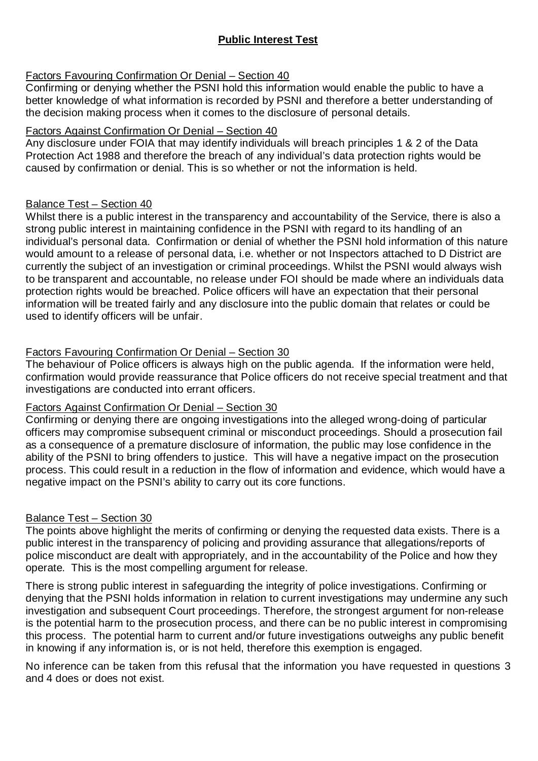## **Public Interest Test**

Factors Favouring Confirmation Or Denial – Section 40

Confirming or denying whether the PSNI hold this information would enable the public to have a better knowledge of what information is recorded by PSNI and therefore a better understanding of the decision making process when it comes to the disclosure of personal details.

Factors Against Confirmation Or Denial – Section 40

Any disclosure under FOIA that may identify individuals will breach principles 1 & 2 of the Data Protection Act 1988 and therefore the breach of any individual's data protection rights would be caused by confirmation or denial. This is so whether or not the information is held.

Balance Test – Section 40

Whilst there is a public interest in the transparency and accountability of the Service, there is also a strong public interest in maintaining confidence in the PSNI with regard to its handling of an individual's personal data. Confirmation or denial of whether the PSNI hold information of this nature would amount to a release of personal data, i.e. whether or not Inspectors attached to D District are currently the subject of an investigation or criminal proceedings. Whilst the PSNI would always wish to be transparent and accountable, no release under FOI should be made where an individuals data protection rights would be breached. Police officers will have an expectation that their personal information will be treated fairly and any disclosure into the public domain that relates or could be used to identify officers will be unfair.

Factors Favouring Confirmation Or Denial – Section 30

The behaviour of Police officers is always high on the public agenda. If the information were held, confirmation would provide reassurance that Police officers do not receive special treatment and that investigations are conducted into errant officers.

Factors Against Confirmation Or Denial – Section 30

Confirming or denying there are ongoing investigations into the alleged wrong-doing of particular officers may compromise subsequent criminal or misconduct proceedings. Should a prosecution fail as a consequence of a premature disclosure of information, the public may lose confidence in the ability of the PSNI to bring offenders to justice. This will have a negative impact on the prosecution process. This could result in a reduction in the flow of information and evidence, which would have a negative impact on the PSNI's ability to carry out its core functions.

Balance Test – Section 30

The points above highlight the merits of confirming or denying the requested data exists. There is a public interest in the transparency of policing and providing assurance that allegations/reports of police misconduct are dealt with appropriately, and in the accountability of the Police and how they operate. This is the most compelling argument for release.

There is strong public interest in safeguarding the integrity of police investigations. Confirming or denying that the PSNI holds information in relation to current investigations may undermine any such investigation and subsequent Court proceedings. Therefore, the strongest argument for non-release is the potential harm to the prosecution process, and there can be no public interest in compromising this process. The potential harm to current and/or future investigations outweighs any public benefit in knowing if any information is, or is not held, therefore this exemption is engaged.

No inference can be taken from this refusal that the information you have requested in questions 3 and 4 does or does not exist.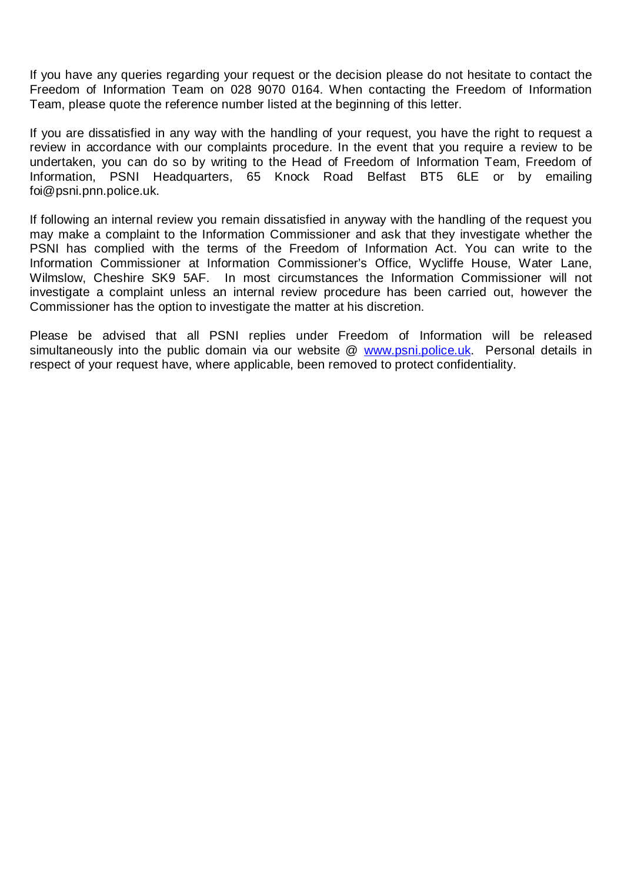If you have any queries regarding your request or the decision please do not hesitate to contact the Freedom of Information Team on 028 9070 0164. When contacting the Freedom of Information Team, please quote the reference number listed at the beginning of this letter.

If you are dissatisfied in any way with the handling of your request, you have the right to request a review in accordance with our complaints procedure. In the event that you require a review to be undertaken, you can do so by writing to the Head of Freedom of Information Team, Freedom of Information, PSNI Headquarters, 65 Knock Road Belfast BT5 6LE or by emailing foi@psni.pnn.police.uk.

If following an internal review you remain dissatisfied in anyway with the handling of the request you may make a complaint to the Information Commissioner and ask that they investigate whether the PSNI has complied with the terms of the Freedom of Information Act. You can write to the Information Commissioner at Information Commissioner's Office, Wycliffe House, Water Lane, Wilmslow, Cheshire SK9 5AF. In most circumstances the Information Commissioner will not investigate a complaint unless an internal review procedure has been carried out, however the Commissioner has the option to investigate the matter at his discretion.

Please be advised that all PSNI replies under Freedom of Information will be released simultaneously into the public domain via our website @ [www.psni.police.uk](http://www.psni.police.uk). Personal details in respect of your request have, where applicable, been removed to protect confidentiality.